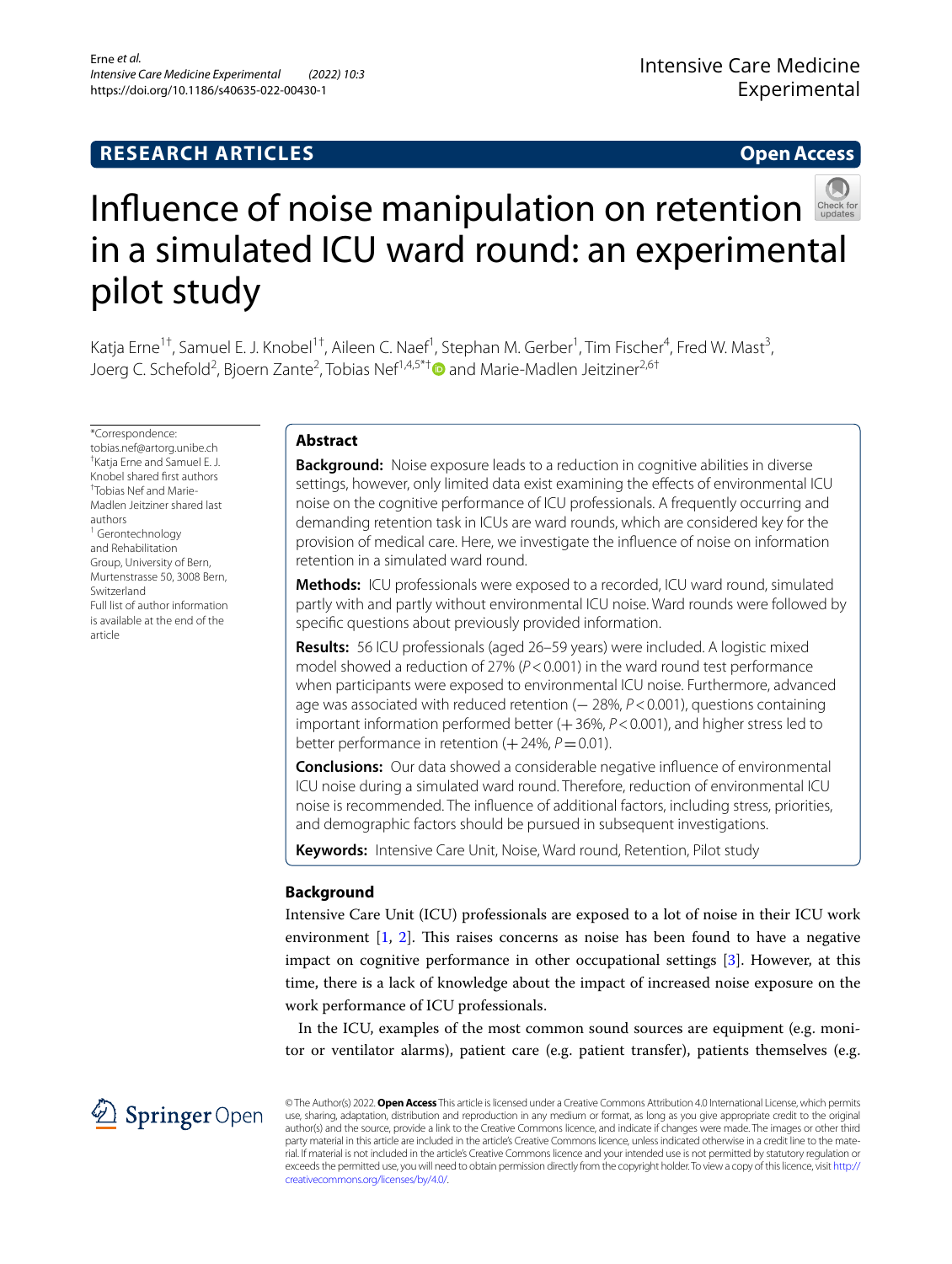RESEARCH ARTICLES

Open Access

# Influence of noise manipulation on retention in a simulated ICU ward round: an experimental pilot study

Katja Erne[1†], Samuel E. J. Knobel[1†], Aileen C. Naef[1], Stephan M. Gerber[1], Tim Fischer[4], Fred W. Mast[3], Joerg C. Schefold[2], Bjoern Zante[2], Tobias Nef[1,4,5*†] and Marie-Madlen Jeitziner[2,6†]

*Correspondence: tobias.nef@artorg.unibe.ch
† Katja Erne and Samuel E. J. Knobel shared first authors
† Tobias Nef and Marie-Madlen Jeitziner shared last authors
[1] Gerontechnology and Rehabilitation Group, University of Bern, Murtenstrasse 50, 3008 Bern, Switzerland
Full list of author information is available at the end of the article

## Abstract

**Background:** Noise exposure leads to a reduction in cognitive abilities in diverse settings, however, only limited data exist examining the effects of environmental ICU noise on the cognitive performance of ICU professionals. A frequently occurring and demanding retention task in ICUs are ward rounds, which are considered key for the provision of medical care. Here, we investigate the influence of noise on information retention in a simulated ward round.

**Methods:** ICU professionals were exposed to a recorded, ICU ward round, simulated partly with and partly without environmental ICU noise. Ward rounds were followed by specific questions about previously provided information.

**Results:** 56 ICU professionals (aged 26–59 years) were included. A logistic mixed model showed a reduction of 27% ($P<0.001$) in the ward round test performance when participants were exposed to environmental ICU noise. Furthermore, advanced age was associated with reduced retention (− 28%, $P<0.001$), questions containing important information performed better (+ 36%, $P<0.001$), and higher stress led to better performance in retention (+ 24%, $P=0.01$).

**Conclusions:** Our data showed a considerable negative influence of environmental ICU noise during a simulated ward round. Therefore, reduction of environmental ICU noise is recommended. The influence of additional factors, including stress, priorities, and demographic factors should be pursued in subsequent investigations.

**Keywords:** Intensive Care Unit, Noise, Ward round, Retention, Pilot study

## Background

Intensive Care Unit (ICU) professionals are exposed to a lot of noise in their ICU work environment [1, 2]. This raises concerns as noise has been found to have a negative impact on cognitive performance in other occupational settings [3]. However, at this time, there is a lack of knowledge about the impact of increased noise exposure on the work performance of ICU professionals.

In the ICU, examples of the most common sound sources are equipment (e.g. monitor or ventilator alarms), patient care (e.g. patient transfer), patients themselves (e.g.

© The Author(s) 2022. **Open Access** This article is licensed under a Creative Commons Attribution 4.0 International License, which permits use, sharing, adaptation, distribution and reproduction in any medium or format, as long as you give appropriate credit to the original author(s) and the source, provide a link to the Creative Commons licence, and indicate if changes were made. The images or other third party material in this article are included in the article's Creative Commons licence, unless indicated otherwise in a credit line to the material. If material is not included in the article's Creative Commons licence and your intended use is not permitted by statutory regulation or exceeds the permitted use, you will need to obtain permission directly from the copyright holder. To view a copy of this licence, visit http://creativecommons.org/licenses/by/4.0/.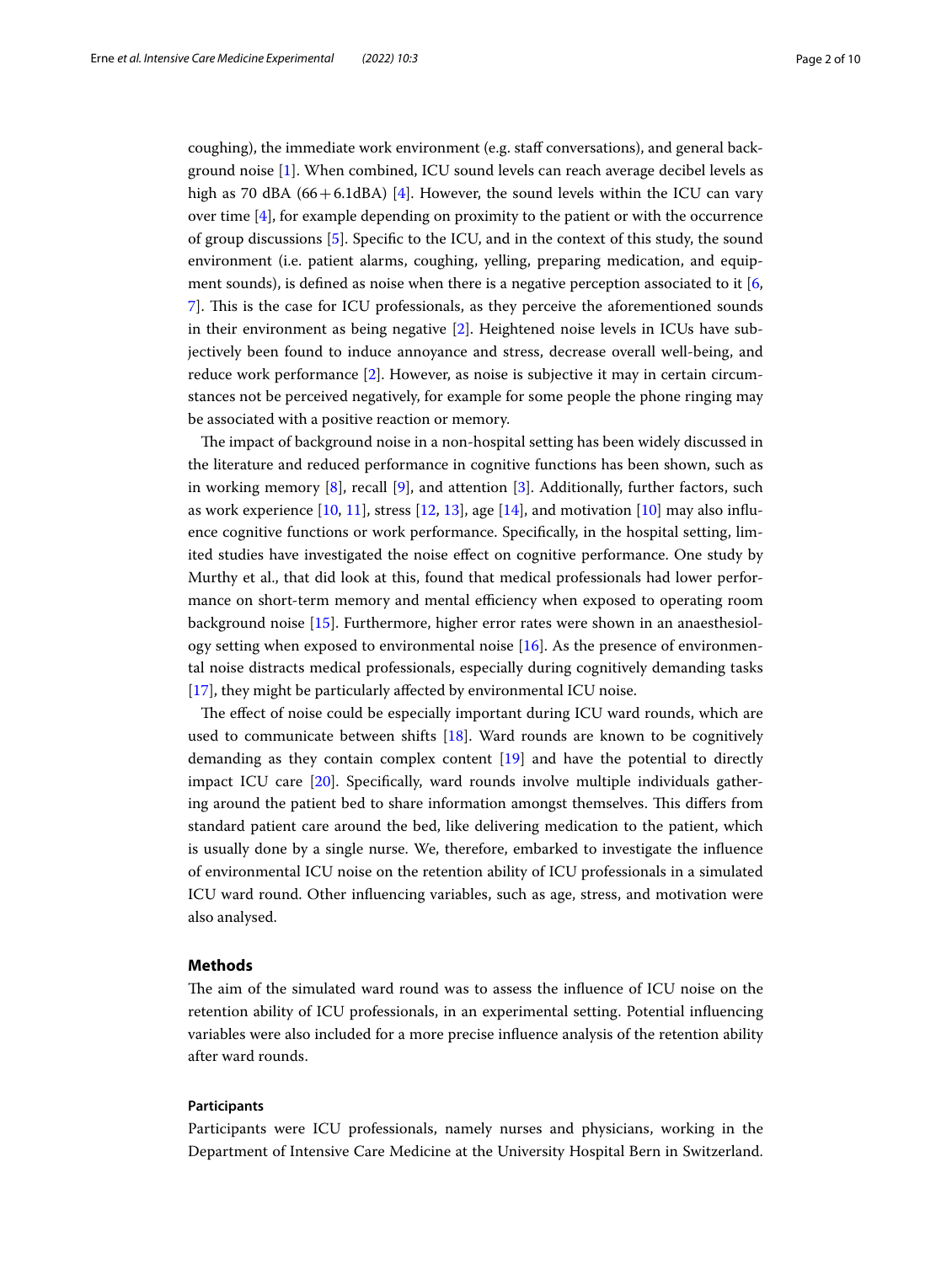coughing), the immediate work environment (e.g. staff conversations), and general background noise [1]. When combined, ICU sound levels can reach average decibel levels as high as 70 dBA (66 + 6.1dBA) [4]. However, the sound levels within the ICU can vary over time [4], for example depending on proximity to the patient or with the occurrence of group discussions [5]. Specific to the ICU, and in the context of this study, the sound environment (i.e. patient alarms, coughing, yelling, preparing medication, and equipment sounds), is defined as noise when there is a negative perception associated to it [6, 7]. This is the case for ICU professionals, as they perceive the aforementioned sounds in their environment as being negative [2]. Heightened noise levels in ICUs have subjectively been found to induce annoyance and stress, decrease overall well-being, and reduce work performance [2]. However, as noise is subjective it may in certain circumstances not be perceived negatively, for example for some people the phone ringing may be associated with a positive reaction or memory.

The impact of background noise in a non-hospital setting has been widely discussed in the literature and reduced performance in cognitive functions has been shown, such as in working memory [8], recall [9], and attention [3]. Additionally, further factors, such as work experience [10, 11], stress [12, 13], age [14], and motivation [10] may also influence cognitive functions or work performance. Specifically, in the hospital setting, limited studies have investigated the noise effect on cognitive performance. One study by Murthy et al., that did look at this, found that medical professionals had lower performance on short-term memory and mental efficiency when exposed to operating room background noise [15]. Furthermore, higher error rates were shown in an anaesthesiology setting when exposed to environmental noise [16]. As the presence of environmental noise distracts medical professionals, especially during cognitively demanding tasks [17], they might be particularly affected by environmental ICU noise.

The effect of noise could be especially important during ICU ward rounds, which are used to communicate between shifts [18]. Ward rounds are known to be cognitively demanding as they contain complex content [19] and have the potential to directly impact ICU care [20]. Specifically, ward rounds involve multiple individuals gathering around the patient bed to share information amongst themselves. This differs from standard patient care around the bed, like delivering medication to the patient, which is usually done by a single nurse. We, therefore, embarked to investigate the influence of environmental ICU noise on the retention ability of ICU professionals in a simulated ICU ward round. Other influencing variables, such as age, stress, and motivation were also analysed.

## Methods

The aim of the simulated ward round was to assess the influence of ICU noise on the retention ability of ICU professionals, in an experimental setting. Potential influencing variables were also included for a more precise influence analysis of the retention ability after ward rounds.

### Participants

Participants were ICU professionals, namely nurses and physicians, working in the Department of Intensive Care Medicine at the University Hospital Bern in Switzerland.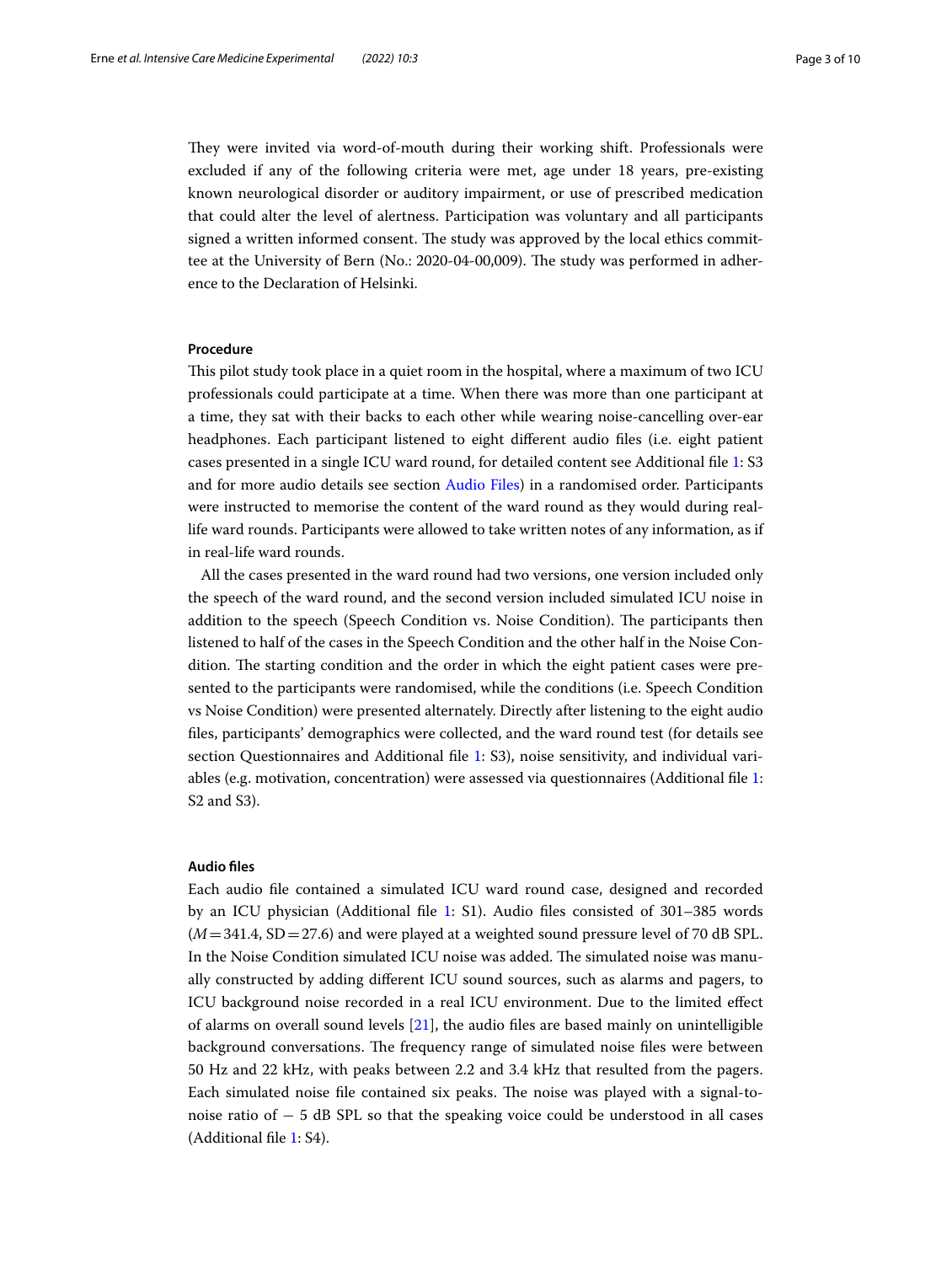They were invited via word-of-mouth during their working shift. Professionals were excluded if any of the following criteria were met, age under 18 years, pre-existing known neurological disorder or auditory impairment, or use of prescribed medication that could alter the level of alertness. Participation was voluntary and all participants signed a written informed consent. The study was approved by the local ethics committee at the University of Bern (No.: 2020-04-00,009). The study was performed in adherence to the Declaration of Helsinki.

### Procedure

This pilot study took place in a quiet room in the hospital, where a maximum of two ICU professionals could participate at a time. When there was more than one participant at a time, they sat with their backs to each other while wearing noise-cancelling over-ear headphones. Each participant listened to eight different audio files (i.e. eight patient cases presented in a single ICU ward round, for detailed content see Additional file 1: S3 and for more audio details see section Audio Files) in a randomised order. Participants were instructed to memorise the content of the ward round as they would during real-life ward rounds. Participants were allowed to take written notes of any information, as if in real-life ward rounds.

All the cases presented in the ward round had two versions, one version included only the speech of the ward round, and the second version included simulated ICU noise in addition to the speech (Speech Condition vs. Noise Condition). The participants then listened to half of the cases in the Speech Condition and the other half in the Noise Condition. The starting condition and the order in which the eight patient cases were presented to the participants were randomised, while the conditions (i.e. Speech Condition vs Noise Condition) were presented alternately. Directly after listening to the eight audio files, participants' demographics were collected, and the ward round test (for details see section Questionnaires and Additional file 1: S3), noise sensitivity, and individual variables (e.g. motivation, concentration) were assessed via questionnaires (Additional file 1: S2 and S3).

### Audio files

Each audio file contained a simulated ICU ward round case, designed and recorded by an ICU physician (Additional file 1: S1). Audio files consisted of 301–385 words ($M = 341.4$, $SD = 27.6$) and were played at a weighted sound pressure level of 70 dB SPL. In the Noise Condition simulated ICU noise was added. The simulated noise was manually constructed by adding different ICU sound sources, such as alarms and pagers, to ICU background noise recorded in a real ICU environment. Due to the limited effect of alarms on overall sound levels [21], the audio files are based mainly on unintelligible background conversations. The frequency range of simulated noise files were between 50 Hz and 22 kHz, with peaks between 2.2 and 3.4 kHz that resulted from the pagers. Each simulated noise file contained six peaks. The noise was played with a signal-to-noise ratio of $-5$ dB SPL so that the speaking voice could be understood in all cases (Additional file 1: S4).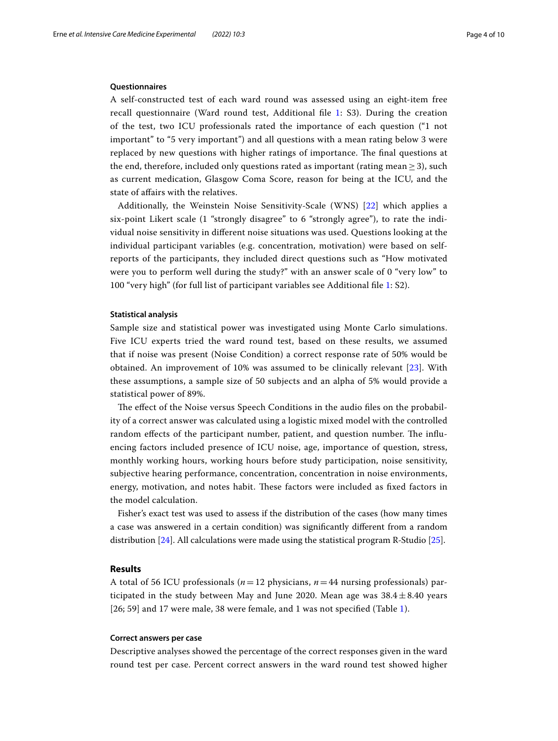### Questionnaires

A self-constructed test of each ward round was assessed using an eight-item free recall questionnaire (Ward round test, Additional file 1: S3). During the creation of the test, two ICU professionals rated the importance of each question ("1 not important" to "5 very important") and all questions with a mean rating below 3 were replaced by new questions with higher ratings of importance. The final questions at the end, therefore, included only questions rated as important (rating mean $\geq 3$), such as current medication, Glasgow Coma Score, reason for being at the ICU, and the state of affairs with the relatives.

Additionally, the Weinstein Noise Sensitivity-Scale (WNS) [22] which applies a six-point Likert scale (1 "strongly disagree" to 6 "strongly agree"), to rate the individual noise sensitivity in different noise situations was used. Questions looking at the individual participant variables (e.g. concentration, motivation) were based on self-reports of the participants, they included direct questions such as "How motivated were you to perform well during the study?" with an answer scale of 0 "very low" to 100 "very high" (for full list of participant variables see Additional file 1: S2).

### Statistical analysis

Sample size and statistical power was investigated using Monte Carlo simulations. Five ICU experts tried the ward round test, based on these results, we assumed that if noise was present (Noise Condition) a correct response rate of 50% would be obtained. An improvement of 10% was assumed to be clinically relevant [23]. With these assumptions, a sample size of 50 subjects and an alpha of 5% would provide a statistical power of 89%.

The effect of the Noise versus Speech Conditions in the audio files on the probability of a correct answer was calculated using a logistic mixed model with the controlled random effects of the participant number, patient, and question number. The influencing factors included presence of ICU noise, age, importance of question, stress, monthly working hours, working hours before study participation, noise sensitivity, subjective hearing performance, concentration, concentration in noise environments, energy, motivation, and notes habit. These factors were included as fixed factors in the model calculation.

Fisher's exact test was used to assess if the distribution of the cases (how many times a case was answered in a certain condition) was significantly different from a random distribution [24]. All calculations were made using the statistical program R-Studio [25].

## Results

A total of 56 ICU professionals ($n = 12$ physicians, $n = 44$ nursing professionals) participated in the study between May and June 2020. Mean age was $38.4 \pm 8.40$ years [26; 59] and 17 were male, 38 were female, and 1 was not specified (Table 1).

### Correct answers per case

Descriptive analyses showed the percentage of the correct responses given in the ward round test per case. Percent correct answers in the ward round test showed higher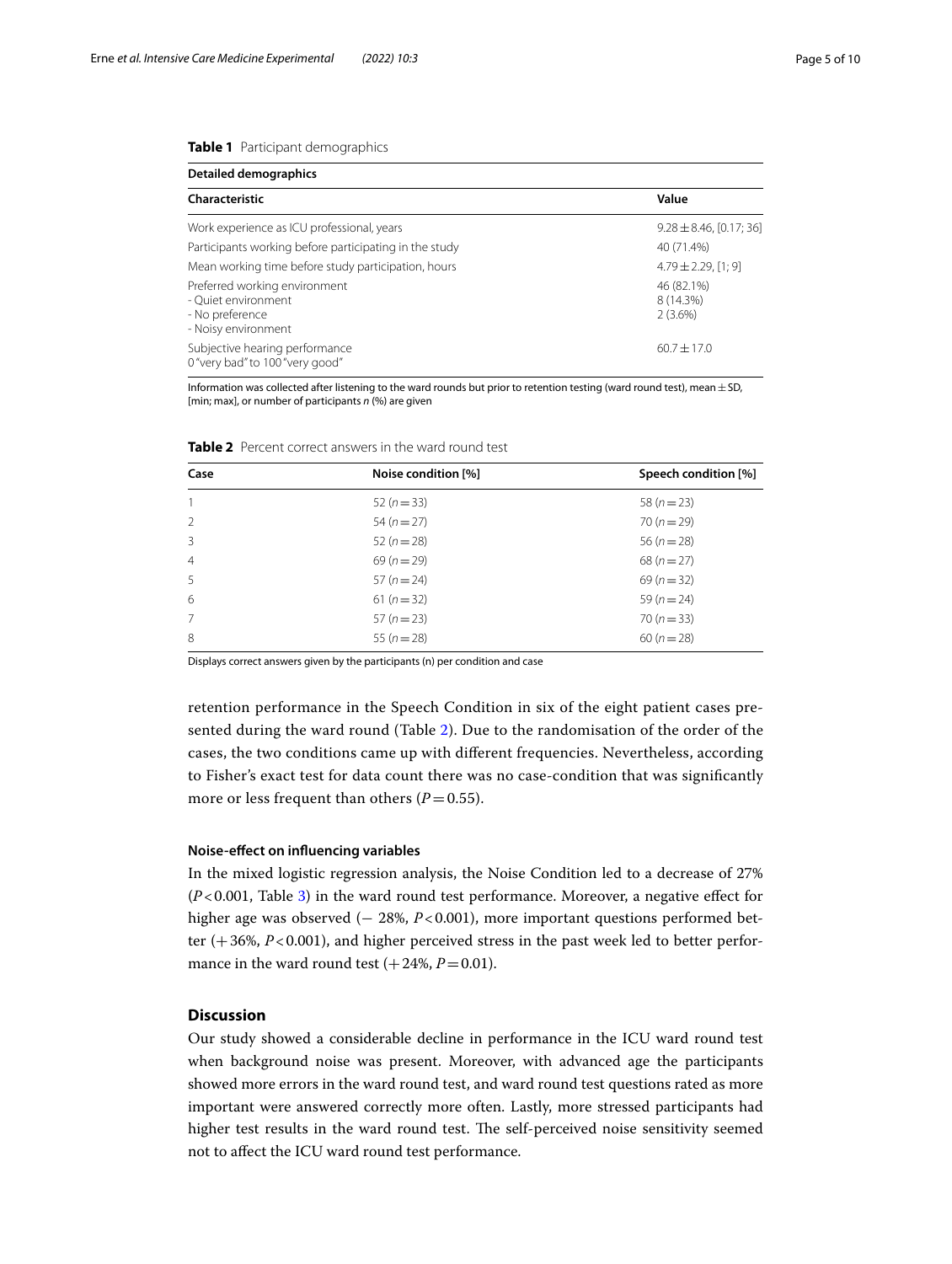**Table 1** Participant demographics

| Detailed demographics | |
|---|---|
| **Characteristic** | **Value** |
| Work experience as ICU professional, years | 9.28 ± 8.46, [0.17; 36] |
| Participants working before participating in the study | 40 (71.4%) |
| Mean working time before study participation, hours | 4.79 ± 2.29, [1; 9] |
| Preferred working environment<br>- Quiet environment<br>- No preference<br>- Noisy environment | <br>46 (82.1%)<br>8 (14.3%)<br>2 (3.6%) |
| Subjective hearing performance<br>0 "very bad" to 100 "very good" | 60.7 ± 17.0 |

Information was collected after listening to the ward rounds but prior to retention testing (ward round test), mean ± SD, [min; max], or number of participants *n* (%) are given

**Table 2** Percent correct answers in the ward round test

| Case | Noise condition [%] | Speech condition [%] |
|---|---|---|
| 1 | 52 ($n = 33$) | 58 ($n = 23$) |
| 2 | 54 ($n = 27$) | 70 ($n = 29$) |
| 3 | 52 ($n = 28$) | 56 ($n = 28$) |
| 4 | 69 ($n = 29$) | 68 ($n = 27$) |
| 5 | 57 ($n = 24$) | 69 ($n = 32$) |
| 6 | 61 ($n = 32$) | 59 ($n = 24$) |
| 7 | 57 ($n = 23$) | 70 ($n = 33$) |
| 8 | 55 ($n = 28$) | 60 ($n = 28$) |

Displays correct answers given by the participants (n) per condition and case

retention performance in the Speech Condition in six of the eight patient cases presented during the ward round (Table 2). Due to the randomisation of the order of the cases, the two conditions came up with different frequencies. Nevertheless, according to Fisher's exact test for data count there was no case-condition that was significantly more or less frequent than others ($P = 0.55$).

#### Noise-effect on influencing variables

In the mixed logistic regression analysis, the Noise Condition led to a decrease of 27% ($P < 0.001$, Table 3) in the ward round test performance. Moreover, a negative effect for higher age was observed (− 28%, $P < 0.001$), more important questions performed better (+ 36%, $P < 0.001$), and higher perceived stress in the past week led to better performance in the ward round test (+ 24%, $P = 0.01$).

## Discussion

Our study showed a considerable decline in performance in the ICU ward round test when background noise was present. Moreover, with advanced age the participants showed more errors in the ward round test, and ward round test questions rated as more important were answered correctly more often. Lastly, more stressed participants had higher test results in the ward round test. The self-perceived noise sensitivity seemed not to affect the ICU ward round test performance.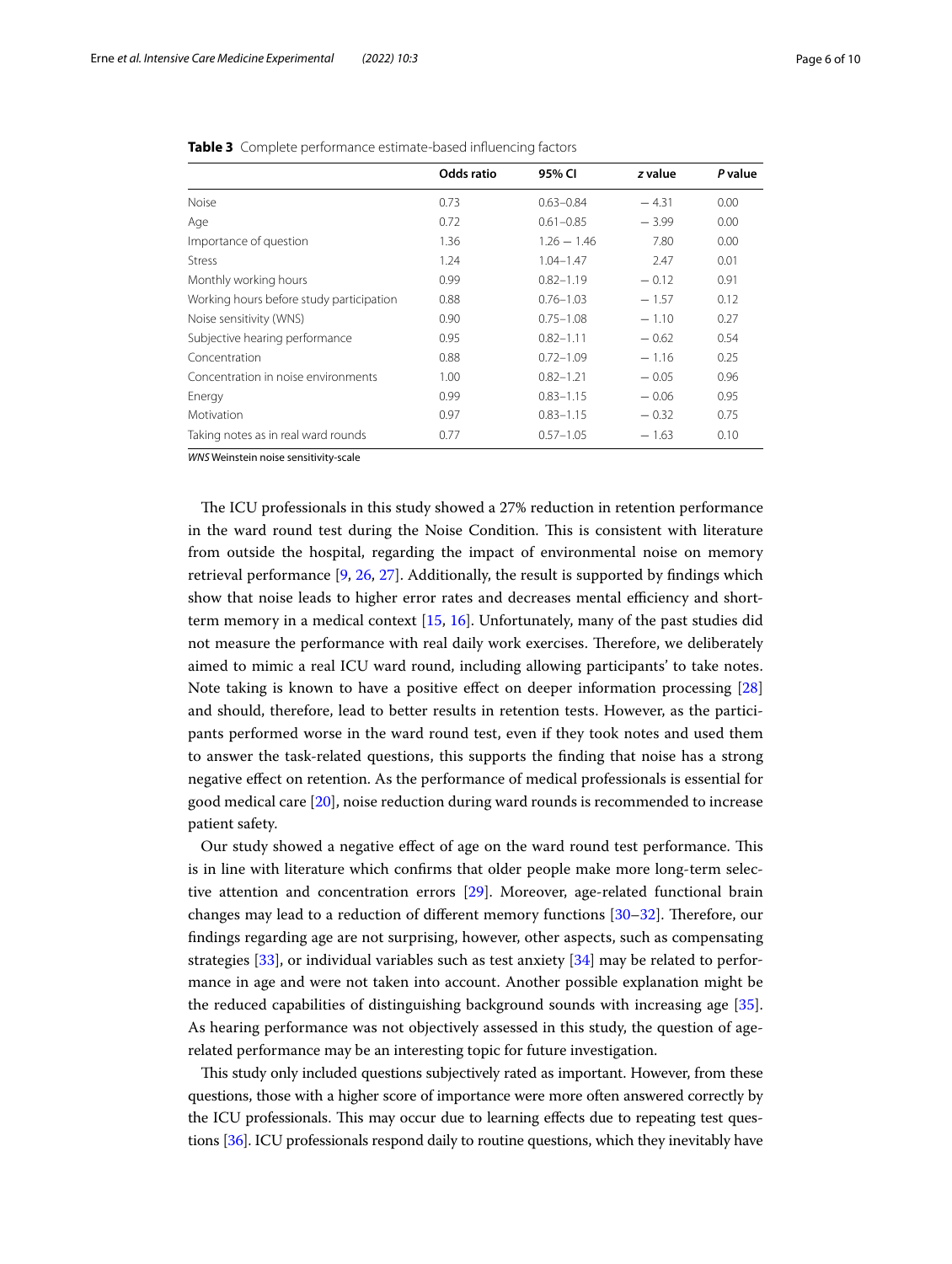**Table 3** Complete performance estimate-based influencing factors

| | Odds ratio | 95% CI | z value | P value |
|---|---|---|---|---|
| Noise | 0.73 | 0.63–0.84 | − 4.31 | 0.00 |
| Age | 0.72 | 0.61–0.85 | − 3.99 | 0.00 |
| Importance of question | 1.36 | 1.26 − 1.46 | 7.80 | 0.00 |
| Stress | 1.24 | 1.04–1.47 | 2.47 | 0.01 |
| Monthly working hours | 0.99 | 0.82–1.19 | − 0.12 | 0.91 |
| Working hours before study participation | 0.88 | 0.76–1.03 | − 1.57 | 0.12 |
| Noise sensitivity (WNS) | 0.90 | 0.75–1.08 | − 1.10 | 0.27 |
| Subjective hearing performance | 0.95 | 0.82–1.11 | − 0.62 | 0.54 |
| Concentration | 0.88 | 0.72–1.09 | − 1.16 | 0.25 |
| Concentration in noise environments | 1.00 | 0.82–1.21 | − 0.05 | 0.96 |
| Energy | 0.99 | 0.83–1.15 | − 0.06 | 0.95 |
| Motivation | 0.97 | 0.83–1.15 | − 0.32 | 0.75 |
| Taking notes as in real ward rounds | 0.77 | 0.57–1.05 | − 1.63 | 0.10 |

*WNS* Weinstein noise sensitivity-scale

The ICU professionals in this study showed a 27% reduction in retention performance in the ward round test during the Noise Condition. This is consistent with literature from outside the hospital, regarding the impact of environmental noise on memory retrieval performance [9, 26, 27]. Additionally, the result is supported by findings which show that noise leads to higher error rates and decreases mental efficiency and short-term memory in a medical context [15, 16]. Unfortunately, many of the past studies did not measure the performance with real daily work exercises. Therefore, we deliberately aimed to mimic a real ICU ward round, including allowing participants' to take notes. Note taking is known to have a positive effect on deeper information processing [28] and should, therefore, lead to better results in retention tests. However, as the participants performed worse in the ward round test, even if they took notes and used them to answer the task-related questions, this supports the finding that noise has a strong negative effect on retention. As the performance of medical professionals is essential for good medical care [20], noise reduction during ward rounds is recommended to increase patient safety.

Our study showed a negative effect of age on the ward round test performance. This is in line with literature which confirms that older people make more long-term selective attention and concentration errors [29]. Moreover, age-related functional brain changes may lead to a reduction of different memory functions [30–32]. Therefore, our findings regarding age are not surprising, however, other aspects, such as compensating strategies [33], or individual variables such as test anxiety [34] may be related to performance in age and were not taken into account. Another possible explanation might be the reduced capabilities of distinguishing background sounds with increasing age [35]. As hearing performance was not objectively assessed in this study, the question of age-related performance may be an interesting topic for future investigation.

This study only included questions subjectively rated as important. However, from these questions, those with a higher score of importance were more often answered correctly by the ICU professionals. This may occur due to learning effects due to repeating test questions [36]. ICU professionals respond daily to routine questions, which they inevitably have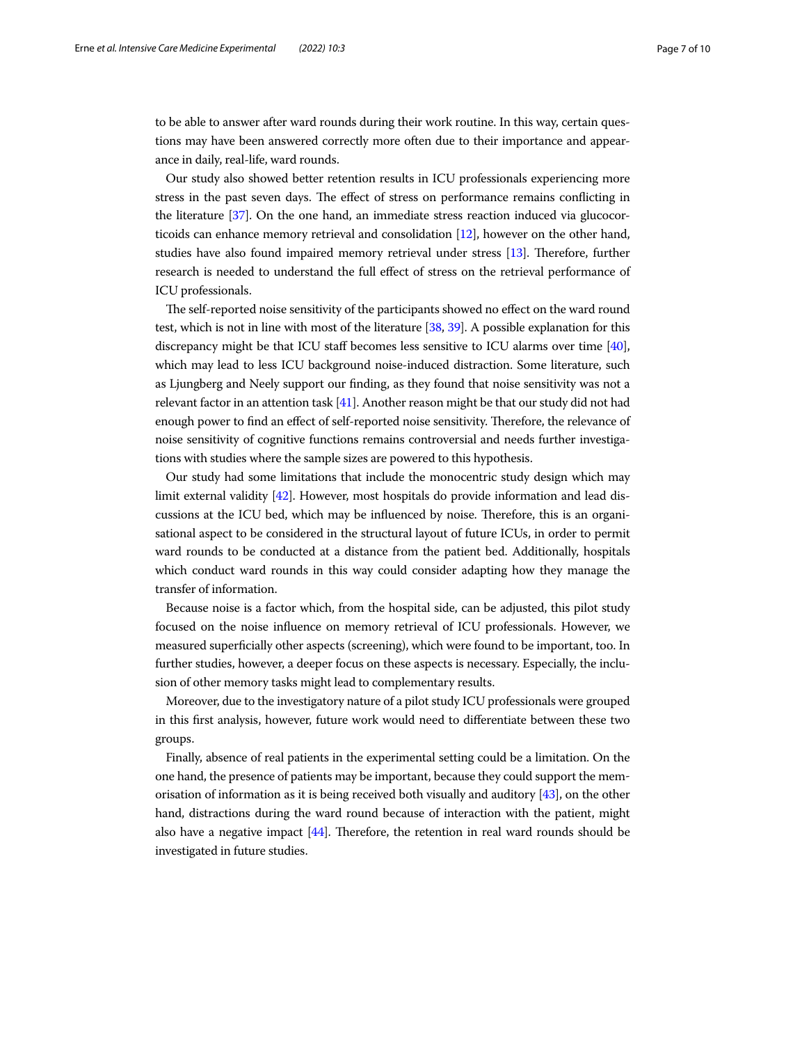to be able to answer after ward rounds during their work routine. In this way, certain questions may have been answered correctly more often due to their importance and appearance in daily, real-life, ward rounds.

Our study also showed better retention results in ICU professionals experiencing more stress in the past seven days. The effect of stress on performance remains conflicting in the literature [37]. On the one hand, an immediate stress reaction induced via glucocorticoids can enhance memory retrieval and consolidation [12], however on the other hand, studies have also found impaired memory retrieval under stress [13]. Therefore, further research is needed to understand the full effect of stress on the retrieval performance of ICU professionals.

The self-reported noise sensitivity of the participants showed no effect on the ward round test, which is not in line with most of the literature [38, 39]. A possible explanation for this discrepancy might be that ICU staff becomes less sensitive to ICU alarms over time [40], which may lead to less ICU background noise-induced distraction. Some literature, such as Ljungberg and Neely support our finding, as they found that noise sensitivity was not a relevant factor in an attention task [41]. Another reason might be that our study did not had enough power to find an effect of self-reported noise sensitivity. Therefore, the relevance of noise sensitivity of cognitive functions remains controversial and needs further investigations with studies where the sample sizes are powered to this hypothesis.

Our study had some limitations that include the monocentric study design which may limit external validity [42]. However, most hospitals do provide information and lead discussions at the ICU bed, which may be influenced by noise. Therefore, this is an organisational aspect to be considered in the structural layout of future ICUs, in order to permit ward rounds to be conducted at a distance from the patient bed. Additionally, hospitals which conduct ward rounds in this way could consider adapting how they manage the transfer of information.

Because noise is a factor which, from the hospital side, can be adjusted, this pilot study focused on the noise influence on memory retrieval of ICU professionals. However, we measured superficially other aspects (screening), which were found to be important, too. In further studies, however, a deeper focus on these aspects is necessary. Especially, the inclusion of other memory tasks might lead to complementary results.

Moreover, due to the investigatory nature of a pilot study ICU professionals were grouped in this first analysis, however, future work would need to differentiate between these two groups.

Finally, absence of real patients in the experimental setting could be a limitation. On the one hand, the presence of patients may be important, because they could support the memorisation of information as it is being received both visually and auditory [43], on the other hand, distractions during the ward round because of interaction with the patient, might also have a negative impact [44]. Therefore, the retention in real ward rounds should be investigated in future studies.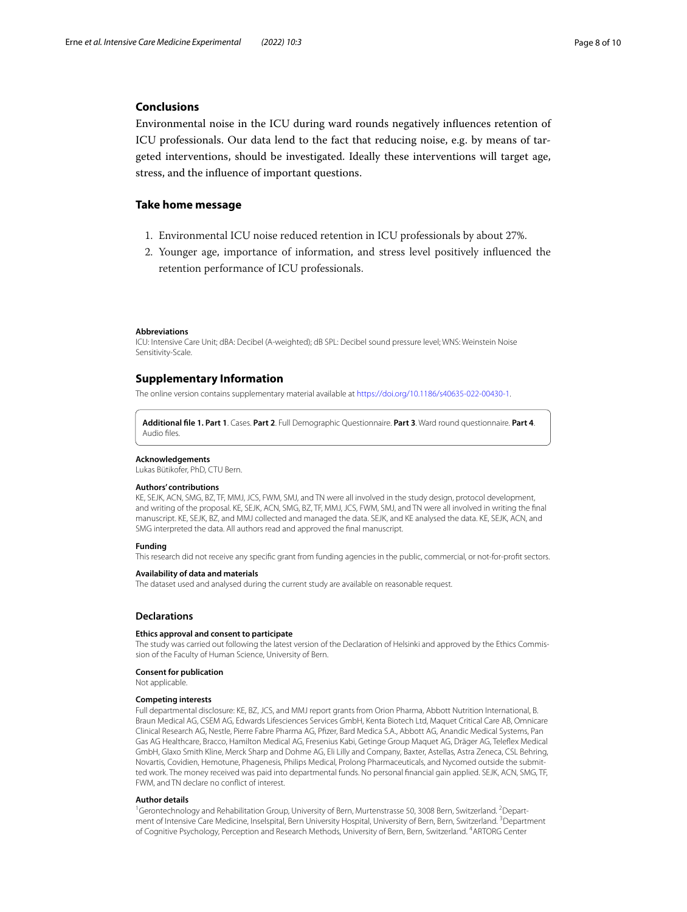## Conclusions

Environmental noise in the ICU during ward rounds negatively influences retention of ICU professionals. Our data lend to the fact that reducing noise, e.g. by means of targeted interventions, should be investigated. Ideally these interventions will target age, stress, and the influence of important questions.

## Take home message

1. Environmental ICU noise reduced retention in ICU professionals by about 27%.
2. Younger age, importance of information, and stress level positively influenced the retention performance of ICU professionals.

#### Abbreviations

ICU: Intensive Care Unit; dBA: Decibel (A-weighted); dB SPL: Decibel sound pressure level; WNS: Weinstein Noise Sensitivity-Scale.

## Supplementary Information

The online version contains supplementary material available at https://doi.org/10.1186/s40635-022-00430-1.

**Additional file 1. Part 1**. Cases. **Part 2**. Full Demographic Questionnaire. **Part 3**. Ward round questionnaire. **Part 4**. Audio files.

#### Acknowledgements

Lukas Bütikofer, PhD, CTU Bern.

#### Authors' contributions

KE, SEJK, ACN, SMG, BZ, TF, MMJ, JCS, FWM, SMJ, and TN were all involved in the study design, protocol development, and writing of the proposal. KE, SEJK, ACN, SMG, BZ, TF, MMJ, JCS, FWM, SMJ, and TN were all involved in writing the final manuscript. KE, SEJK, BZ, and MMJ collected and managed the data. SEJK, and KE analysed the data. KE, SEJK, ACN, and SMG interpreted the data. All authors read and approved the final manuscript.

#### Funding

This research did not receive any specific grant from funding agencies in the public, commercial, or not-for-profit sectors.

#### Availability of data and materials

The dataset used and analysed during the current study are available on reasonable request.

### Declarations

#### Ethics approval and consent to participate

The study was carried out following the latest version of the Declaration of Helsinki and approved by the Ethics Commission of the Faculty of Human Science, University of Bern.

#### Consent for publication

Not applicable.

#### Competing interests

Full departmental disclosure: KE, BZ, JCS, and MMJ report grants from Orion Pharma, Abbott Nutrition International, B. Braun Medical AG, CSEM AG, Edwards Lifesciences Services GmbH, Kenta Biotech Ltd, Maquet Critical Care AB, Omnicare Clinical Research AG, Nestle, Pierre Fabre Pharma AG, Pfizer, Bard Medica S.A., Abbott AG, Anandic Medical Systems, Pan Gas AG Healthcare, Bracco, Hamilton Medical AG, Fresenius Kabi, Getinge Group Maquet AG, Dräger AG, Teleflex Medical GmbH, Glaxo Smith Kline, Merck Sharp and Dohme AG, Eli Lilly and Company, Baxter, Astellas, Astra Zeneca, CSL Behring, Novartis, Covidien, Hemotune, Phagenesis, Philips Medical, Prolong Pharmaceuticals, and Nycomed outside the submitted work. The money received was paid into departmental funds. No personal financial gain applied. SEJK, ACN, SMG, TF, FWM, and TN declare no conflict of interest.

#### Author details

[1]Gerontechnology and Rehabilitation Group, University of Bern, Murtenstrasse 50, 3008 Bern, Switzerland. [2]Department of Intensive Care Medicine, Inselspital, Bern University Hospital, University of Bern, Bern, Switzerland. [3]Department of Cognitive Psychology, Perception and Research Methods, University of Bern, Bern, Switzerland. [4]ARTORG Center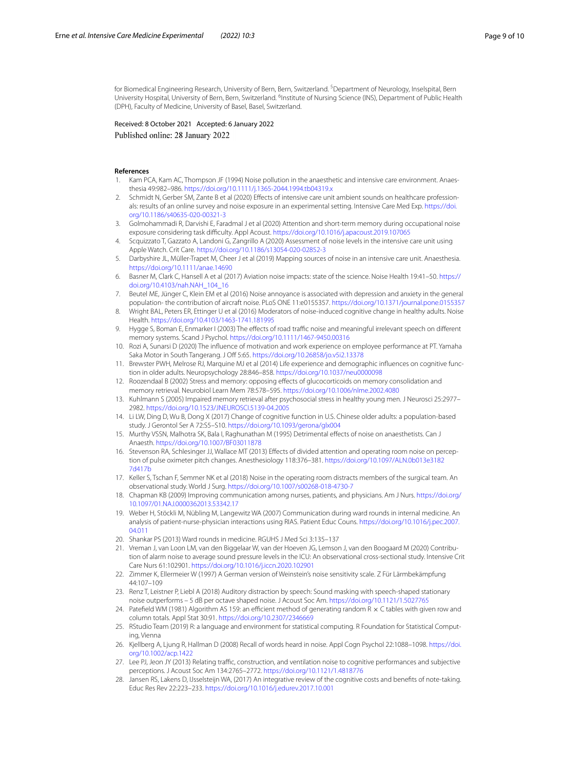for Biomedical Engineering Research, University of Bern, Bern, Switzerland. [5]Department of Neurology, Inselspital, Bern University Hospital, University of Bern, Bern, Switzerland. [6]Institute of Nursing Science (INS), Department of Public Health (DPH), Faculty of Medicine, University of Basel, Basel, Switzerland.

Received: 8 October 2021 Accepted: 6 January 2022
Published online: 28 January 2022

## References

1. Kam PCA, Kam AC, Thompson JF (1994) Noise pollution in the anaesthetic and intensive care environment. Anaesthesia 49:982–986. https://doi.org/10.1111/j.1365-2044.1994.tb04319.x
2. Schmidt N, Gerber SM, Zante B et al (2020) Effects of intensive care unit ambient sounds on healthcare professionals: results of an online survey and noise exposure in an experimental setting. Intensive Care Med Exp. https://doi.org/10.1186/s40635-020-00321-3
3. Golmohammadi R, Darvishi E, Faradmal J et al (2020) Attention and short-term memory during occupational noise exposure considering task difficulty. Appl Acoust. https://doi.org/10.1016/j.apacoust.2019.107065
4. Scquizzato T, Gazzato A, Landoni G, Zangrillo A (2020) Assessment of noise levels in the intensive care unit using Apple Watch. Crit Care. https://doi.org/10.1186/s13054-020-02852-3
5. Darbyshire JL, Müller-Trapet M, Cheer J et al (2019) Mapping sources of noise in an intensive care unit. Anaesthesia. https://doi.org/10.1111/anae.14690
6. Basner M, Clark C, Hansell A et al (2017) Aviation noise impacts: state of the science. Noise Health 19:41–50. https://doi.org/10.4103/nah.NAH_104_16
7. Beutel ME, Jünger C, Klein EM et al (2016) Noise annoyance is associated with depression and anxiety in the general population- the contribution of aircraft noise. PLoS ONE 11:e0155357. https://doi.org/10.1371/journal.pone.0155357
8. Wright BAL, Peters ER, Ettinger U et al (2016) Moderators of noise-induced cognitive change in healthy adults. Noise Health. https://doi.org/10.4103/1463-1741.181995
9. Hygge S, Boman E, Enmarker I (2003) The effects of road traffic noise and meaningful irrelevant speech on different memory systems. Scand J Psychol. https://doi.org/10.1111/1467-9450.00316
10. Rozi A, Sunarsi D (2020) The influence of motivation and work experience on employee performance at PT. Yamaha Saka Motor in South Tangerang. J Off 5:65. https://doi.org/10.26858/jo.v5i2.13378
11. Brewster PWH, Melrose RJ, Marquine MJ et al (2014) Life experience and demographic influences on cognitive function in older adults. Neuropsychology 28:846–858. https://doi.org/10.1037/neu0000098
12. Roozendaal B (2002) Stress and memory: opposing effects of glucocorticoids on memory consolidation and memory retrieval. Neurobiol Learn Mem 78:578–595. https://doi.org/10.1006/nlme.2002.4080
13. Kuhlmann S (2005) Impaired memory retrieval after psychosocial stress in healthy young men. J Neurosci 25:2977–2982. https://doi.org/10.1523/JNEUROSCI.5139-04.2005
14. Li LW, Ding D, Wu B, Dong X (2017) Change of cognitive function in U.S. Chinese older adults: a population-based study. J Gerontol Ser A 72:S5–S10. https://doi.org/10.1093/gerona/glx004
15. Murthy VSSN, Malhotra SK, Bala I, Raghunathan M (1995) Detrimental effects of noise on anaesthetists. Can J Anaesth. https://doi.org/10.1007/BF03011878
16. Stevenson RA, Schlesinger JJ, Wallace MT (2013) Effects of divided attention and operating room noise on perception of pulse oximeter pitch changes. Anesthesiology 118:376–381. https://doi.org/10.1097/ALN.0b013e31827d417b
17. Keller S, Tschan F, Semmer NK et al (2018) Noise in the operating room distracts members of the surgical team. An observational study. World J Surg. https://doi.org/10.1007/s00268-018-4730-7
18. Chapman KB (2009) Improving communication among nurses, patients, and physicians. Am J Nurs. https://doi.org/10.1097/01.NAJ.0000362013.53342.17
19. Weber H, Stöckli M, Nübling M, Langewitz WA (2007) Communication during ward rounds in internal medicine. An analysis of patient-nurse-physician interactions using RIAS. Patient Educ Couns. https://doi.org/10.1016/j.pec.2007.04.011
20. Shankar PS (2013) Ward rounds in medicine. RGUHS J Med Sci 3:135–137
21. Vreman J, van Loon LM, van den Biggelaar W, van der Hoeven JG, Lemson J, van den Boogaard M (2020) Contribution of alarm noise to average sound pressure levels in the ICU: An observational cross-sectional study. Intensive Crit Care Nurs 61:102901. https://doi.org/10.1016/j.iccn.2020.102901
22. Zimmer K, Ellermeier W (1997) A German version of Weinstein's noise sensitivity scale. Z Für Lärmbekämpfung 44:107–109
23. Renz T, Leistner P, Liebl A (2018) Auditory distraction by speech: Sound masking with speech-shaped stationary noise outperforms – 5 dB per octave shaped noise. J Acoust Soc Am. https://doi.org/10.1121/1.5027765
24. Patefield WM (1981) Algorithm AS 159: an efficient method of generating random R × C tables with given row and column totals. Appl Stat 30:91. https://doi.org/10.2307/2346669
25. RStudio Team (2019) R: a language and environment for statistical computing. R Foundation for Statistical Computing, Vienna
26. Kjellberg A, Ljung R, Hallman D (2008) Recall of words heard in noise. Appl Cogn Psychol 22:1088–1098. https://doi.org/10.1002/acp.1422
27. Lee PJ, Jeon JY (2013) Relating traffic, construction, and ventilation noise to cognitive performances and subjective perceptions. J Acoust Soc Am 134:2765–2772. https://doi.org/10.1121/1.4818776
28. Jansen RS, Lakens D, IJsselsteijn WA, (2017) An integrative review of the cognitive costs and benefits of note-taking. Educ Res Rev 22:223–233. https://doi.org/10.1016/j.edurev.2017.10.001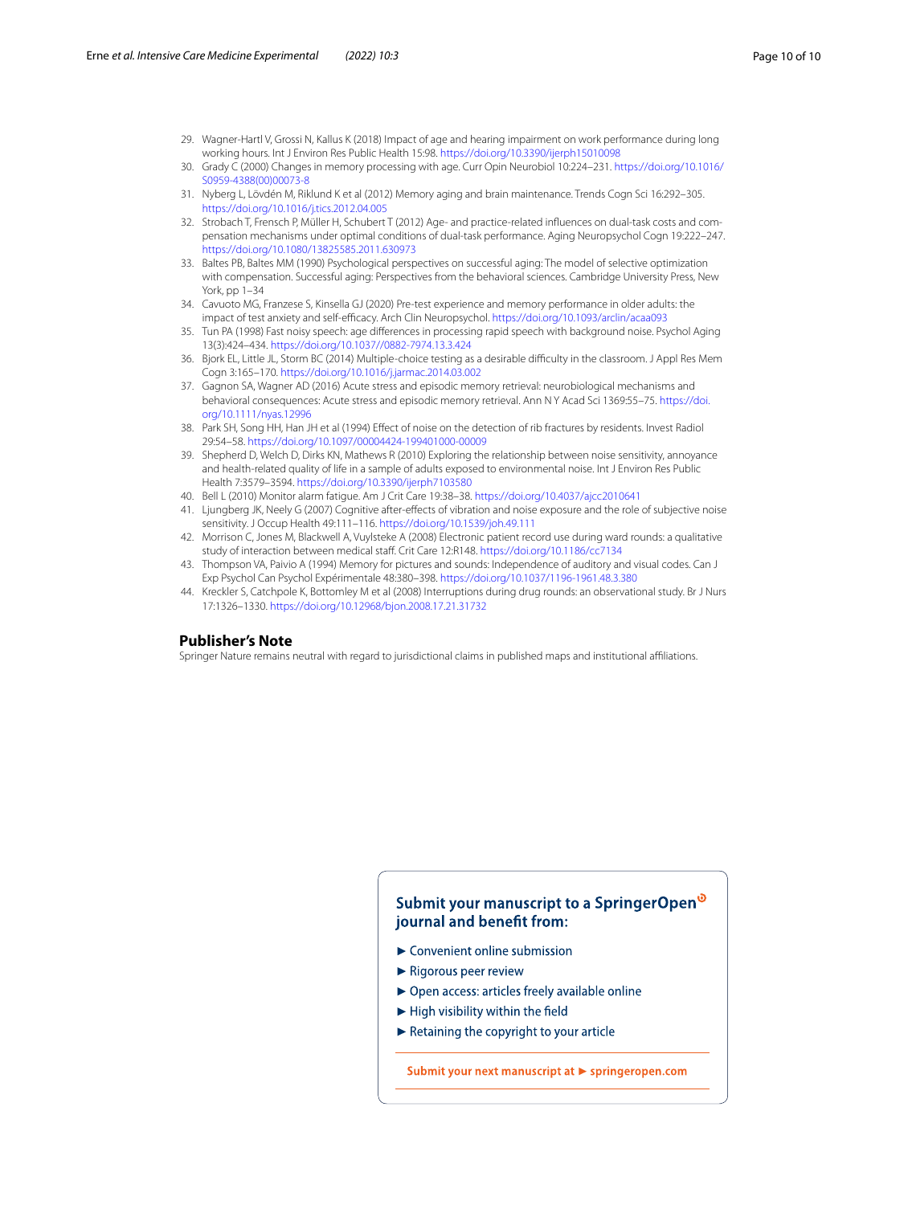29. Wagner-Hartl V, Grossi N, Kallus K (2018) Impact of age and hearing impairment on work performance during long working hours. Int J Environ Res Public Health 15:98. https://doi.org/10.3390/ijerph15010098
30. Grady C (2000) Changes in memory processing with age. Curr Opin Neurobiol 10:224–231. https://doi.org/10.1016/S0959-4388(00)00073-8
31. Nyberg L, Lövdén M, Riklund K et al (2012) Memory aging and brain maintenance. Trends Cogn Sci 16:292–305. https://doi.org/10.1016/j.tics.2012.04.005
32. Strobach T, Frensch P, Müller H, Schubert T (2012) Age- and practice-related influences on dual-task costs and compensation mechanisms under optimal conditions of dual-task performance. Aging Neuropsychol Cogn 19:222–247. https://doi.org/10.1080/13825585.2011.630973
33. Baltes PB, Baltes MM (1990) Psychological perspectives on successful aging: The model of selective optimization with compensation. Successful aging: Perspectives from the behavioral sciences. Cambridge University Press, New York, pp 1–34
34. Cavuoto MG, Franzese S, Kinsella GJ (2020) Pre-test experience and memory performance in older adults: the impact of test anxiety and self-efficacy. Arch Clin Neuropsychol. https://doi.org/10.1093/arclin/acaa093
35. Tun PA (1998) Fast noisy speech: age differences in processing rapid speech with background noise. Psychol Aging 13(3):424–434. https://doi.org/10.1037//0882-7974.13.3.424
36. Bjork EL, Little JL, Storm BC (2014) Multiple-choice testing as a desirable difficulty in the classroom. J Appl Res Mem Cogn 3:165–170. https://doi.org/10.1016/j.jarmac.2014.03.002
37. Gagnon SA, Wagner AD (2016) Acute stress and episodic memory retrieval: neurobiological mechanisms and behavioral consequences: Acute stress and episodic memory retrieval. Ann N Y Acad Sci 1369:55–75. https://doi.org/10.1111/nyas.12996
38. Park SH, Song HH, Han JH et al (1994) Effect of noise on the detection of rib fractures by residents. Invest Radiol 29:54–58. https://doi.org/10.1097/00004424-199401000-00009
39. Shepherd D, Welch D, Dirks KN, Mathews R (2010) Exploring the relationship between noise sensitivity, annoyance and health-related quality of life in a sample of adults exposed to environmental noise. Int J Environ Res Public Health 7:3579–3594. https://doi.org/10.3390/ijerph7103580
40. Bell L (2010) Monitor alarm fatigue. Am J Crit Care 19:38–38. https://doi.org/10.4037/ajcc2010641
41. Ljungberg JK, Neely G (2007) Cognitive after-effects of vibration and noise exposure and the role of subjective noise sensitivity. J Occup Health 49:111–116. https://doi.org/10.1539/joh.49.111
42. Morrison C, Jones M, Blackwell A, Vuylsteke A (2008) Electronic patient record use during ward rounds: a qualitative study of interaction between medical staff. Crit Care 12:R148. https://doi.org/10.1186/cc7134
43. Thompson VA, Paivio A (1994) Memory for pictures and sounds: Independence of auditory and visual codes. Can J Exp Psychol Can Psychol Expérimentale 48:380–398. https://doi.org/10.1037/1196-1961.48.3.380
44. Kreckler S, Catchpole K, Bottomley M et al (2008) Interruptions during drug rounds: an observational study. Br J Nurs 17:1326–1330. https://doi.org/10.12968/bjon.2008.17.21.31732

## Publisher's Note

Springer Nature remains neutral with regard to jurisdictional claims in published maps and institutional affiliations.

**Submit your manuscript to a SpringerOpen journal and benefit from:**

- ► Convenient online submission
- ► Rigorous peer review
- ► Open access: articles freely available online
- ► High visibility within the field
- ► Retaining the copyright to your article

**Submit your next manuscript at ► springeropen.com**